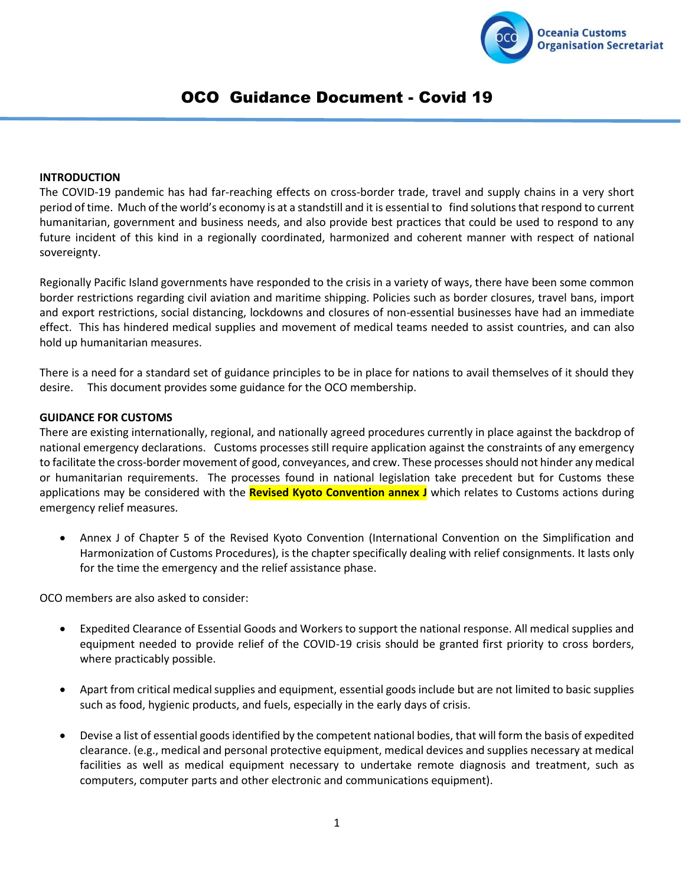Oceania Customs Organisation Secretariat

# OCO Guidance Document - Covid 19

**INTRODUCTION**

The COVID-19 pandemic has had far-reaching effects on cross-border trade, travel and supply chains in a very short period of time. Much of the world's economy is at a standstill and it is essential to find solutions that respond to current humanitarian, government and business needs, and also provide best practices that could be used to respond to any future incident of this kind in a regionally coordinated, harmonized and coherent manner with respect of national sovereignty.

Regionally Pacific Island governments have responded to the crisis in a variety of ways, there have been some common border restrictions regarding civil aviation and maritime shipping. Policies such as border closures, travel bans, import and export restrictions, social distancing, lockdowns and closures of non-essential businesses have had an immediate effect. This has hindered medical supplies and movement of medical teams needed to assist countries, and can also hold up humanitarian measures.

There is a need for a standard set of guidance principles to be in place for nations to avail themselves of it should they desire. This document provides some guidance for the OCO membership.

**GUIDANCE FOR CUSTOMS**

There are existing internationally, regional, and nationally agreed procedures currently in place against the backdrop of national emergency declarations. Customs processes still require application against the constraints of any emergency to facilitate the cross-border movement of good, conveyances, and crew. These processes should not hinder any medical or humanitarian requirements. The processes found in national legislation take precedent but for Customs these applications may be considered with the **Revised Kyoto Convention annex J** which relates to Customs actions during emergency relief measures.

- Annex J of Chapter 5 of the Revised Kyoto Convention (International Convention on the Simplification and Harmonization of Customs Procedures), is the chapter specifically dealing with relief consignments. It lasts only for the time the emergency and the relief assistance phase.

OCO members are also asked to consider:

- Expedited Clearance of Essential Goods and Workers to support the national response. All medical supplies and equipment needed to provide relief of the COVID-19 crisis should be granted first priority to cross borders, where practicably possible.

- Apart from critical medical supplies and equipment, essential goods include but are not limited to basic supplies such as food, hygienic products, and fuels, especially in the early days of crisis.

- Devise a list of essential goods identified by the competent national bodies, that will form the basis of expedited clearance. (e.g., medical and personal protective equipment, medical devices and supplies necessary at medical facilities as well as medical equipment necessary to undertake remote diagnosis and treatment, such as computers, computer parts and other electronic and communications equipment).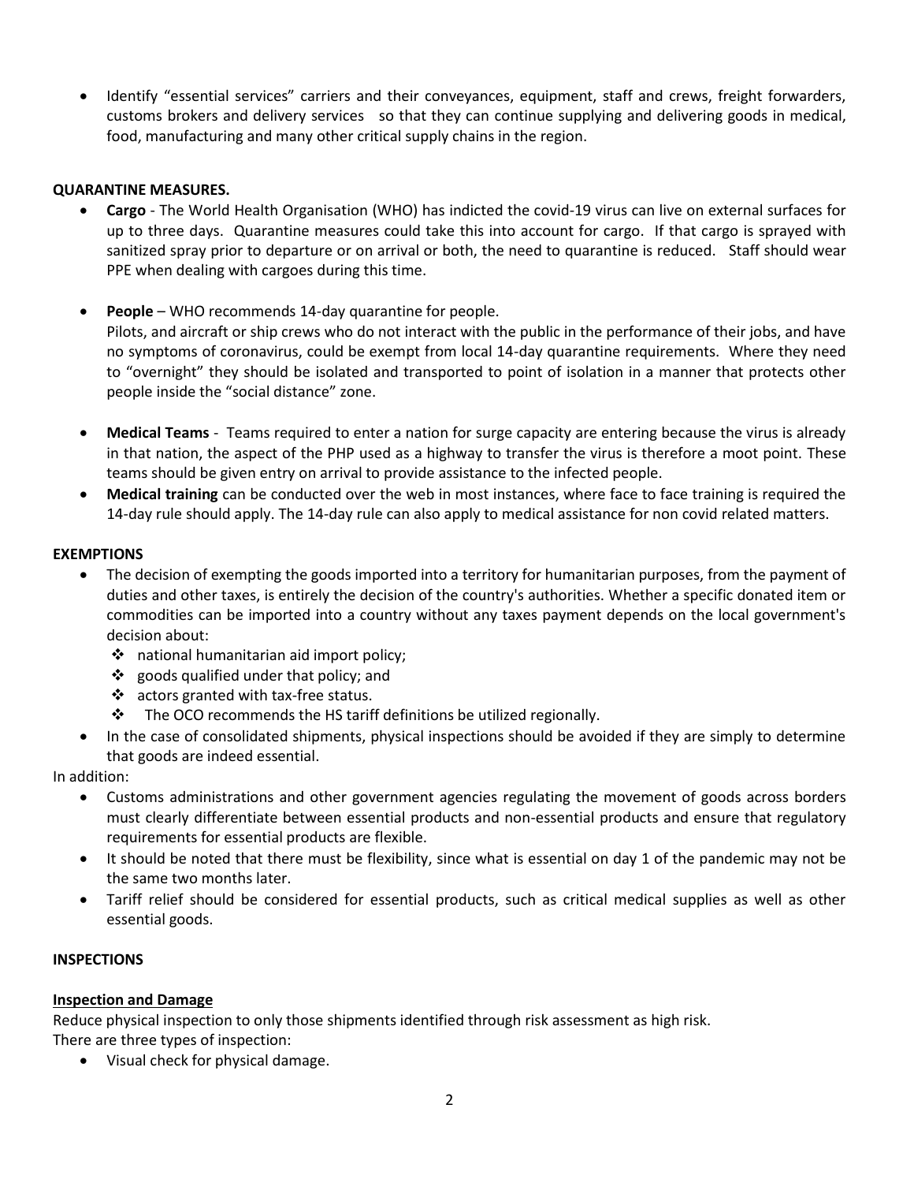- Identify "essential services" carriers and their conveyances, equipment, staff and crews, freight forwarders, customs brokers and delivery services so that they can continue supplying and delivering goods in medical, food, manufacturing and many other critical supply chains in the region.

**QUARANTINE MEASURES.**

- **Cargo** - The World Health Organisation (WHO) has indicted the covid-19 virus can live on external surfaces for up to three days. Quarantine measures could take this into account for cargo. If that cargo is sprayed with sanitized spray prior to departure or on arrival or both, the need to quarantine is reduced. Staff should wear PPE when dealing with cargoes during this time.

- **People** – WHO recommends 14-day quarantine for people.
  Pilots, and aircraft or ship crews who do not interact with the public in the performance of their jobs, and have no symptoms of coronavirus, could be exempt from local 14-day quarantine requirements. Where they need to "overnight" they should be isolated and transported to point of isolation in a manner that protects other people inside the "social distance" zone.

- **Medical Teams** - Teams required to enter a nation for surge capacity are entering because the virus is already in that nation, the aspect of the PHP used as a highway to transfer the virus is therefore a moot point. These teams should be given entry on arrival to provide assistance to the infected people.
- **Medical training** can be conducted over the web in most instances, where face to face training is required the 14-day rule should apply. The 14-day rule can also apply to medical assistance for non covid related matters.

**EXEMPTIONS**

- The decision of exempting the goods imported into a territory for humanitarian purposes, from the payment of duties and other taxes, is entirely the decision of the country's authorities. Whether a specific donated item or commodities can be imported into a country without any taxes payment depends on the local government's decision about:
  - national humanitarian aid import policy;
  - goods qualified under that policy; and
  - actors granted with tax-free status.
  - The OCO recommends the HS tariff definitions be utilized regionally.
- In the case of consolidated shipments, physical inspections should be avoided if they are simply to determine that goods are indeed essential.

In addition:

- Customs administrations and other government agencies regulating the movement of goods across borders must clearly differentiate between essential products and non-essential products and ensure that regulatory requirements for essential products are flexible.
- It should be noted that there must be flexibility, since what is essential on day 1 of the pandemic may not be the same two months later.
- Tariff relief should be considered for essential products, such as critical medical supplies as well as other essential goods.

**INSPECTIONS**

**<u>Inspection and Damage</u>**

Reduce physical inspection to only those shipments identified through risk assessment as high risk.
There are three types of inspection:

- Visual check for physical damage.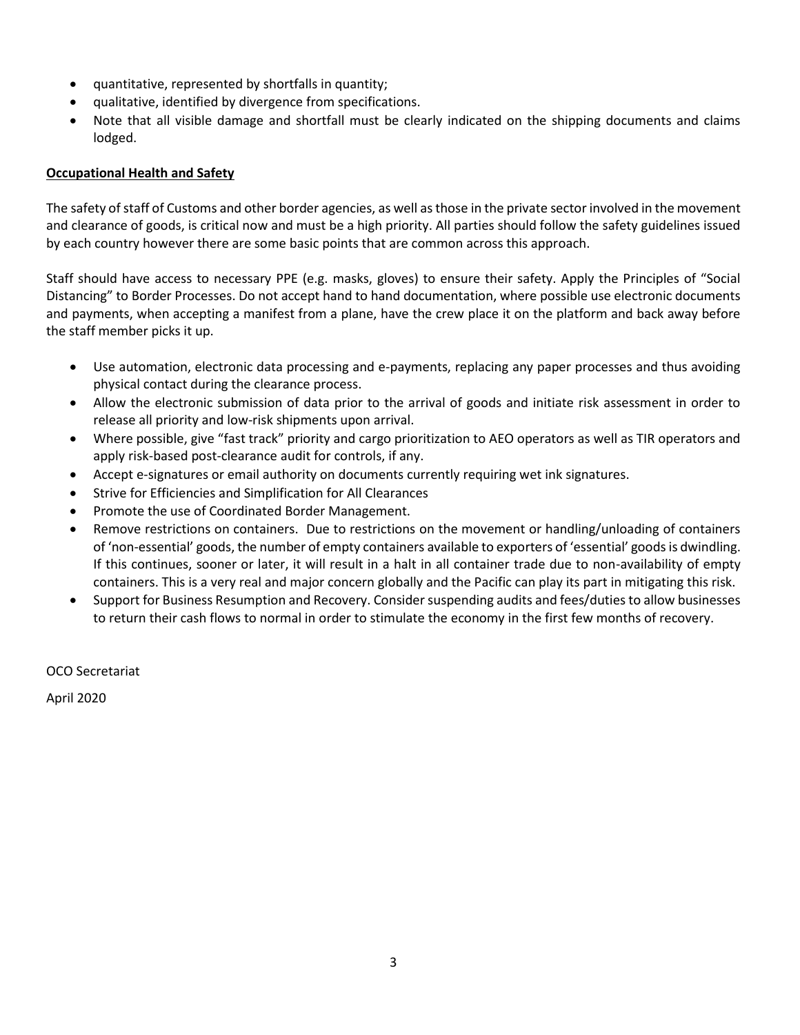- quantitative, represented by shortfalls in quantity;
- qualitative, identified by divergence from specifications.
- Note that all visible damage and shortfall must be clearly indicated on the shipping documents and claims lodged.

**Occupational Health and Safety**

The safety of staff of Customs and other border agencies, as well as those in the private sector involved in the movement and clearance of goods, is critical now and must be a high priority. All parties should follow the safety guidelines issued by each country however there are some basic points that are common across this approach.

Staff should have access to necessary PPE (e.g. masks, gloves) to ensure their safety. Apply the Principles of "Social Distancing" to Border Processes. Do not accept hand to hand documentation, where possible use electronic documents and payments, when accepting a manifest from a plane, have the crew place it on the platform and back away before the staff member picks it up.

- Use automation, electronic data processing and e-payments, replacing any paper processes and thus avoiding physical contact during the clearance process.
- Allow the electronic submission of data prior to the arrival of goods and initiate risk assessment in order to release all priority and low-risk shipments upon arrival.
- Where possible, give "fast track" priority and cargo prioritization to AEO operators as well as TIR operators and apply risk-based post-clearance audit for controls, if any.
- Accept e-signatures or email authority on documents currently requiring wet ink signatures.
- Strive for Efficiencies and Simplification for All Clearances
- Promote the use of Coordinated Border Management.
- Remove restrictions on containers. Due to restrictions on the movement or handling/unloading of containers of 'non-essential' goods, the number of empty containers available to exporters of 'essential' goods is dwindling. If this continues, sooner or later, it will result in a halt in all container trade due to non-availability of empty containers. This is a very real and major concern globally and the Pacific can play its part in mitigating this risk.
- Support for Business Resumption and Recovery. Consider suspending audits and fees/duties to allow businesses to return their cash flows to normal in order to stimulate the economy in the first few months of recovery.

OCO Secretariat

April 2020